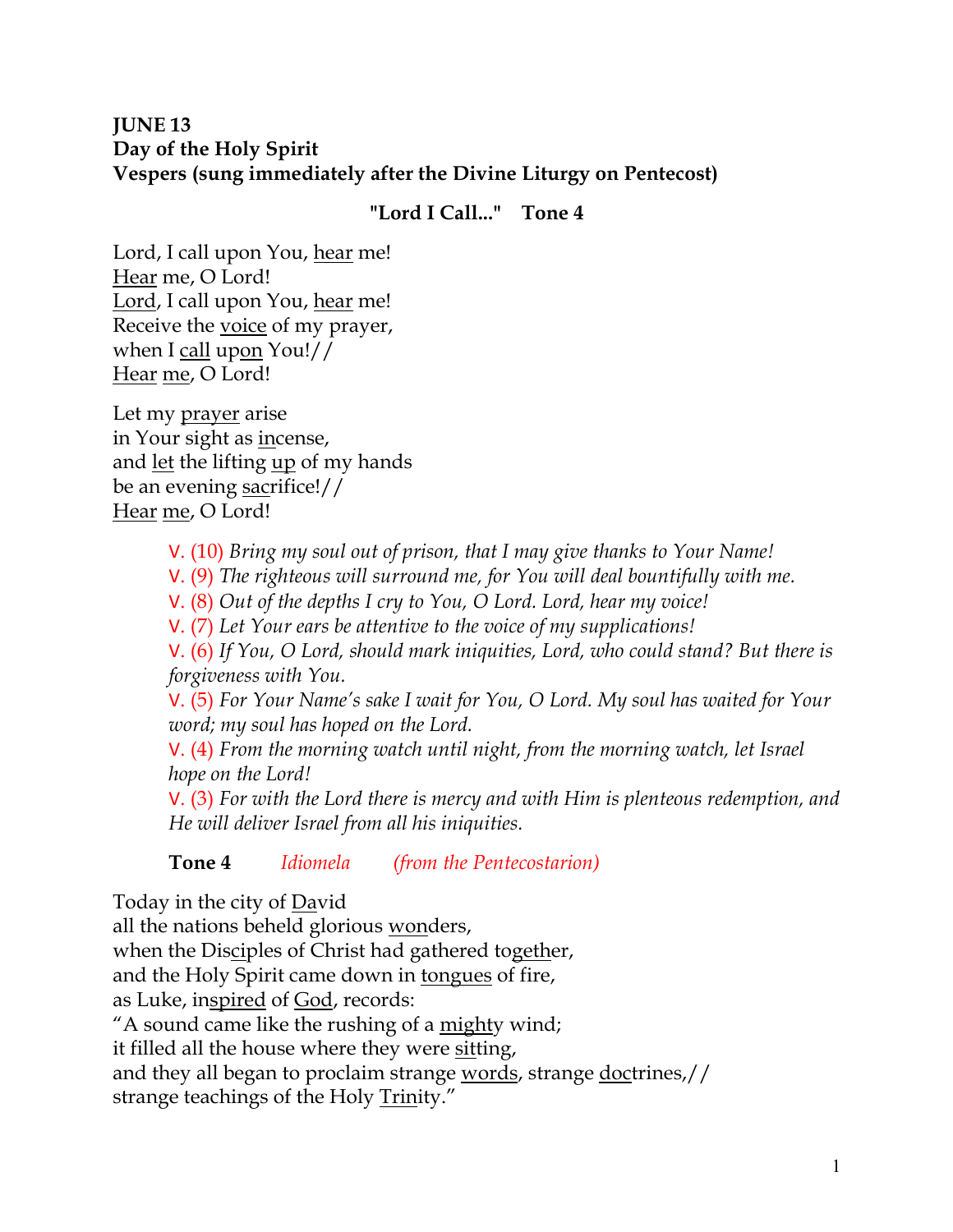**JUNE 13**
**Day of the Holy Spirit**
**Vespers (sung immediately after the Divine Liturgy on Pentecost)**

**"Lord I Call..."  Tone 4**

Lord, I call upon You, hear me!
Hear me, O Lord!
Lord, I call upon You, hear me!
Receive the voice of my prayer,
when I call upon You!//
Hear me, O Lord!

Let my prayer arise
in Your sight as incense,
and let the lifting up of my hands
be an evening sacrifice!//
Hear me, O Lord!

> V. (10) *Bring my soul out of prison, that I may give thanks to Your Name!*
> V. (9) *The righteous will surround me, for You will deal bountifully with me.*
> V. (8) *Out of the depths I cry to You, O Lord. Lord, hear my voice!*
> V. (7) *Let Your ears be attentive to the voice of my supplications!*
> V. (6) *If You, O Lord, should mark iniquities, Lord, who could stand? But there is forgiveness with You.*
> V. (5) *For Your Name's sake I wait for You, O Lord. My soul has waited for Your word; my soul has hoped on the Lord.*
> V. (4) *From the morning watch until night, from the morning watch, let Israel hope on the Lord!*
> V. (3) *For with the Lord there is mercy and with Him is plenteous redemption, and He will deliver Israel from all his iniquities.*

**Tone 4** *Idiomela (from the Pentecostarion)*

Today in the city of David
all the nations beheld glorious wonders,
when the Disciples of Christ had gathered together,
and the Holy Spirit came down in tongues of fire,
as Luke, inspired of God, records:
"A sound came like the rushing of a mighty wind;
it filled all the house where they were sitting,
and they all began to proclaim strange words, strange doctrines,//
strange teachings of the Holy Trinity."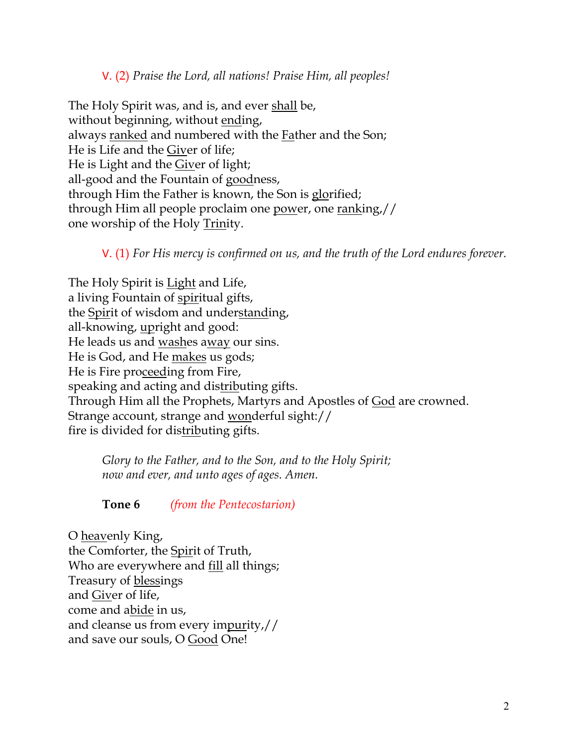V. (2) *Praise the Lord, all nations! Praise Him, all peoples!*

The Holy Spirit was, and is, and ever shall be,
without beginning, without ending,
always ranked and numbered with the Father and the Son;
He is Life and the Giver of life;
He is Light and the Giver of light;
all-good and the Fountain of goodness,
through Him the Father is known, the Son is glorified;
through Him all people proclaim one power, one ranking,//
one worship of the Holy Trinity.

V. (1) *For His mercy is confirmed on us, and the truth of the Lord endures forever.*

The Holy Spirit is Light and Life,
a living Fountain of spiritual gifts,
the Spirit of wisdom and understanding,
all-knowing, upright and good:
He leads us and washes away our sins.
He is God, and He makes us gods;
He is Fire proceeding from Fire,
speaking and acting and distributing gifts.
Through Him all the Prophets, Martyrs and Apostles of God are crowned.
Strange account, strange and wonderful sight://
fire is divided for distributing gifts.

*Glory to the Father, and to the Son, and to the Holy Spirit;*
*now and ever, and unto ages of ages. Amen.*

**Tone 6** *(from the Pentecostarion)*

O heavenly King,
the Comforter, the Spirit of Truth,
Who are everywhere and fill all things;
Treasury of blessings
and Giver of life,
come and abide in us,
and cleanse us from every impurity,//
and save our souls, O Good One!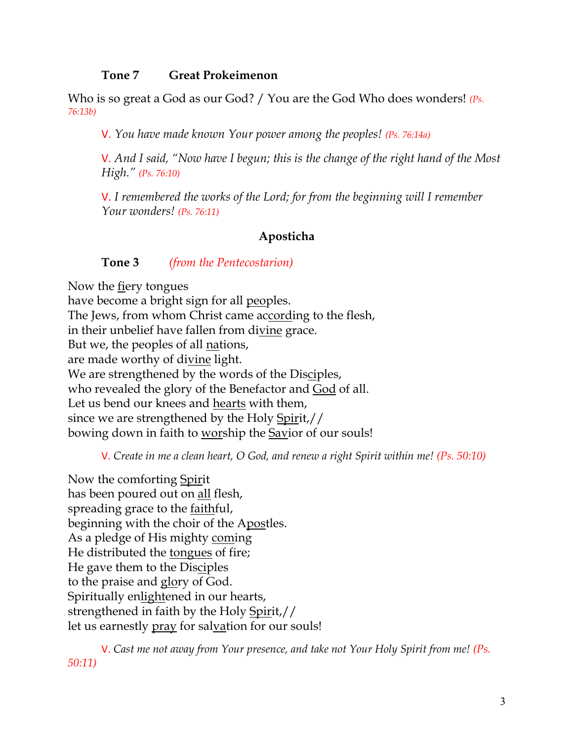**Tone 7 Great Prokeimenon**

Who is so great a God as our God? / You are the God Who does wonders! *(Ps. 76:13b)*

> V. *You have made known Your power among the peoples! (Ps. 76:14a)*
>
> V. *And I said, "Now have I begun; this is the change of the right hand of the Most High." (Ps. 76:10)*
>
> V. *I remembered the works of the Lord; for from the beginning will I remember Your wonders! (Ps. 76:11)*

## Aposticha

**Tone 3** *(from the Pentecostarion)*

Now the fiery tongues
have become a bright sign for all peoples.
The Jews, from whom Christ came according to the flesh,
in their unbelief have fallen from divine grace.
But we, the peoples of all nations,
are made worthy of divine light.
We are strengthened by the words of the Disciples,
who revealed the glory of the Benefactor and God of all.
Let us bend our knees and hearts with them,
since we are strengthened by the Holy Spirit,//
bowing down in faith to worship the Savior of our souls!

> V. *Create in me a clean heart, O God, and renew a right Spirit within me! (Ps. 50:10)*

Now the comforting Spirit
has been poured out on all flesh,
spreading grace to the faithful,
beginning with the choir of the Apostles.
As a pledge of His mighty coming
He distributed the tongues of fire;
He gave them to the Disciples
to the praise and glory of God.
Spiritually enlightened in our hearts,
strengthened in faith by the Holy Spirit,//
let us earnestly pray for salvation for our souls!

> V. *Cast me not away from Your presence, and take not Your Holy Spirit from me! (Ps. 50:11)*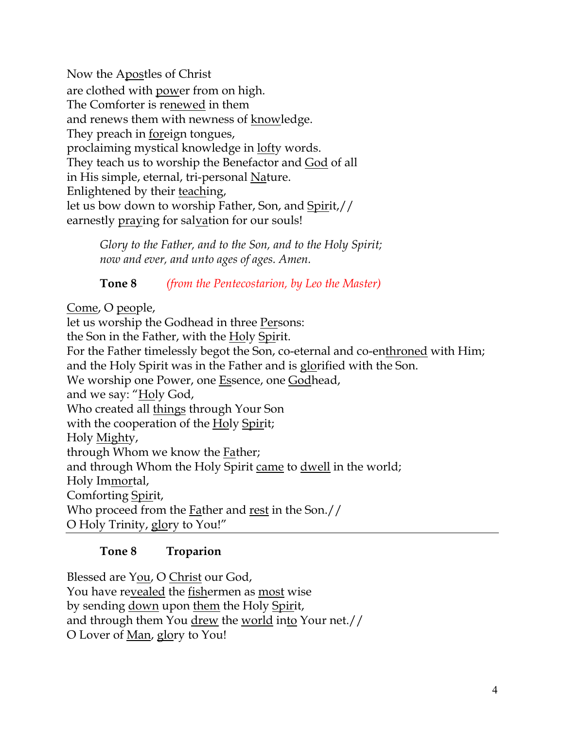Now the Apostles of Christ  
are clothed with power from on high.  
The Comforter is renewed in them  
and renews them with newness of knowledge.  
They preach in foreign tongues,  
proclaiming mystical knowledge in lofty words.  
They teach us to worship the Benefactor and God of all  
in His simple, eternal, tri-personal Nature.  
Enlightened by their teaching,  
let us bow down to worship Father, Son, and Spirit,//  
earnestly praying for salvation for our souls!

*Glory to the Father, and to the Son, and to the Holy Spirit;*  
*now and ever, and unto ages of ages. Amen.*

**Tone 8** *(from the Pentecostarion, by Leo the Master)*

Come, O people,  
let us worship the Godhead in three Persons:  
the Son in the Father, with the Holy Spirit.  
For the Father timelessly begot the Son, co-eternal and co-enthroned with Him;  
and the Holy Spirit was in the Father and is glorified with the Son.  
We worship one Power, one Essence, one Godhead,  
and we say: "Holy God,  
Who created all things through Your Son  
with the cooperation of the Holy Spirit;  
Holy Mighty,  
through Whom we know the Father;  
and through Whom the Holy Spirit came to dwell in the world;  
Holy Immortal,  
Comforting Spirit,  
Who proceed from the Father and rest in the Son.//  
O Holy Trinity, glory to You!"

---

**Tone 8 Troparion**

Blessed are You, O Christ our God,  
You have revealed the fishermen as most wise  
by sending down upon them the Holy Spirit,  
and through them You drew the world into Your net.//  
O Lover of Man, glory to You!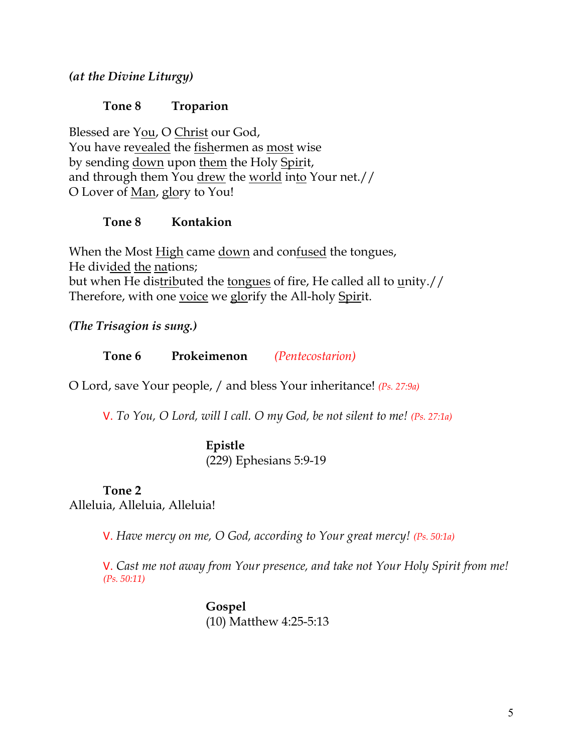***(at the Divine Liturgy)***

**Tone 8 Troparion**

Blessed are You, O Christ our God,
You have revealed the fishermen as most wise
by sending down upon them the Holy Spirit,
and through them You drew the world into Your net.//
O Lover of Man, glory to You!

**Tone 8 Kontakion**

When the Most High came down and confused the tongues,
He divided the nations;
but when He distributed the tongues of fire, He called all to unity.//
Therefore, with one voice we glorify the All-holy Spirit.

***(The Trisagion is sung.)***

**Tone 6 Prokeimenon** *(Pentecostarion)*

O Lord, save Your people, / and bless Your inheritance! *(Ps. 27:9a)*

V. *To You, O Lord, will I call. O my God, be not silent to me! (Ps. 27:1a)*

**Epistle**
(229) Ephesians 5:9-19

**Tone 2**
Alleluia, Alleluia, Alleluia!

V. *Have mercy on me, O God, according to Your great mercy! (Ps. 50:1a)*

V. *Cast me not away from Your presence, and take not Your Holy Spirit from me! (Ps. 50:11)*

**Gospel**
(10) Matthew 4:25-5:13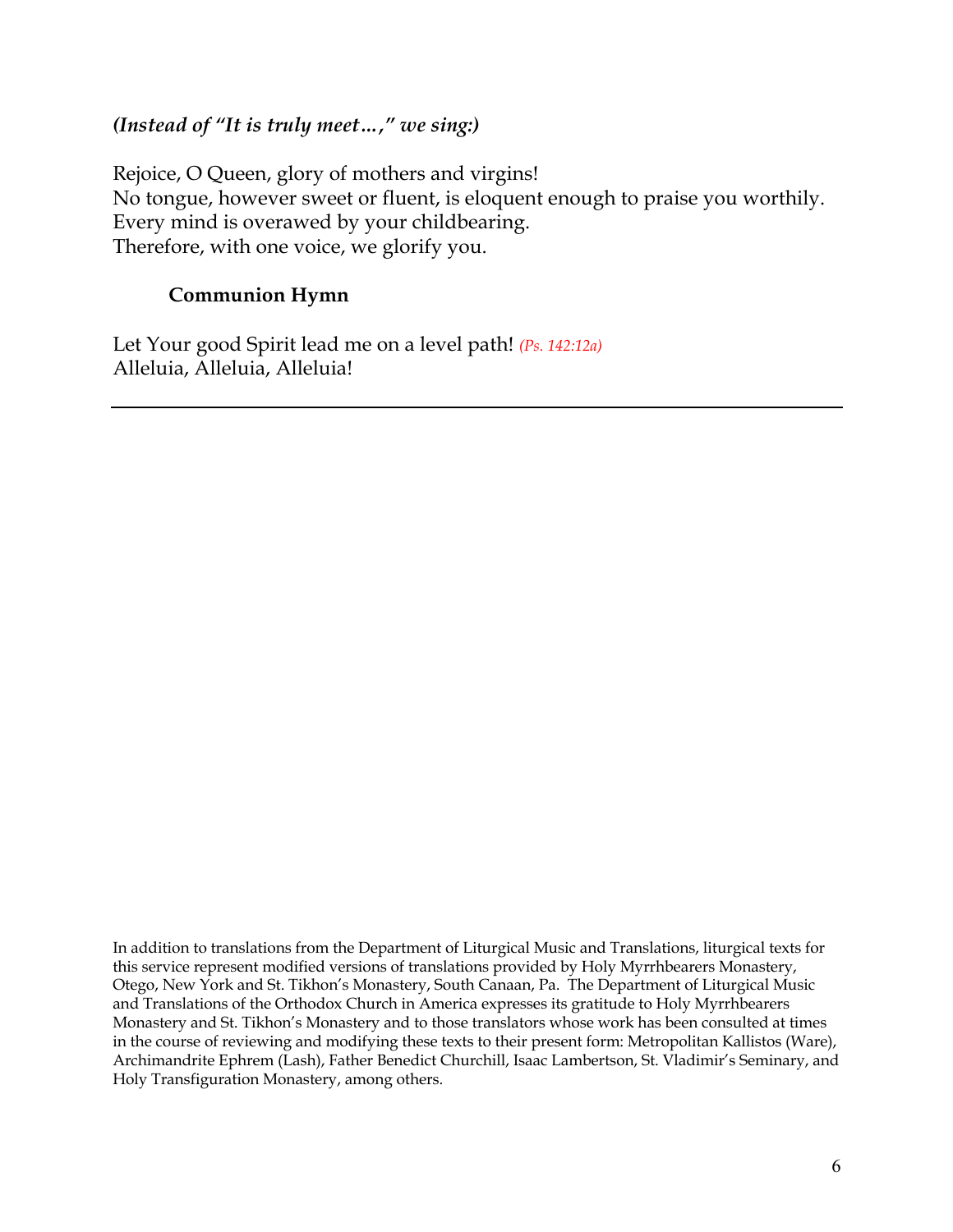***(Instead of "It is truly meet…," we sing:)***

Rejoice, O Queen, glory of mothers and virgins!
No tongue, however sweet or fluent, is eloquent enough to praise you worthily.
Every mind is overawed by your childbearing.
Therefore, with one voice, we glorify you.

**Communion Hymn**

Let Your good Spirit lead me on a level path! *(Ps. 142:12a)*
Alleluia, Alleluia, Alleluia!

---

In addition to translations from the Department of Liturgical Music and Translations, liturgical texts for this service represent modified versions of translations provided by Holy Myrrhbearers Monastery, Otego, New York and St. Tikhon's Monastery, South Canaan, Pa. The Department of Liturgical Music and Translations of the Orthodox Church in America expresses its gratitude to Holy Myrrhbearers Monastery and St. Tikhon's Monastery and to those translators whose work has been consulted at times in the course of reviewing and modifying these texts to their present form: Metropolitan Kallistos (Ware), Archimandrite Ephrem (Lash), Father Benedict Churchill, Isaac Lambertson, St. Vladimir's Seminary, and Holy Transfiguration Monastery, among others.